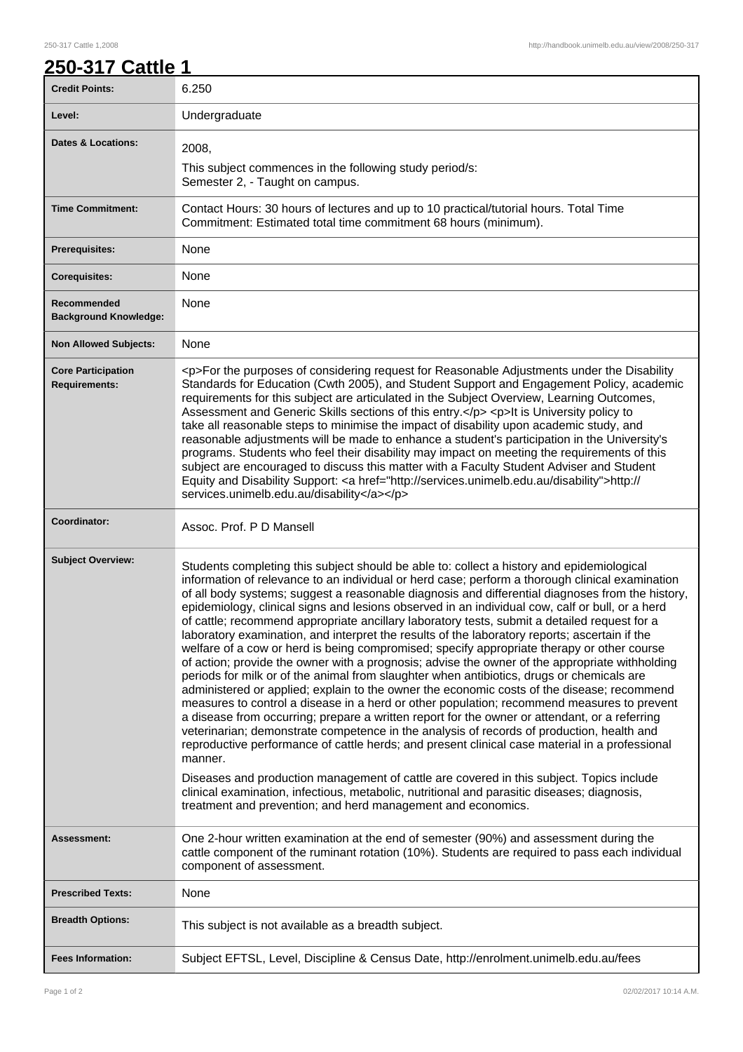# 250-317 Cattle 1

| | |
|---|---|
| **Credit Points:** | 6.250 |
| **Level:** | Undergraduate |
| **Dates & Locations:** | 2008,<br>This subject commences in the following study period/s:<br>Semester 2, - Taught on campus. |
| **Time Commitment:** | Contact Hours: 30 hours of lectures and up to 10 practical/tutorial hours. Total Time Commitment: Estimated total time commitment 68 hours (minimum). |
| **Prerequisites:** | None |
| **Corequisites:** | None |
| **Recommended Background Knowledge:** | None |
| **Non Allowed Subjects:** | None |
| **Core Participation Requirements:** | <p>For the purposes of considering request for Reasonable Adjustments under the Disability Standards for Education (Cwth 2005), and Student Support and Engagement Policy, academic requirements for this subject are articulated in the Subject Overview, Learning Outcomes, Assessment and Generic Skills sections of this entry.</p> <p>It is University policy to take all reasonable steps to minimise the impact of disability upon academic study, and reasonable adjustments will be made to enhance a student's participation in the University's programs. Students who feel their disability may impact on meeting the requirements of this subject are encouraged to discuss this matter with a Faculty Student Adviser and Student Equity and Disability Support: <a href="http://services.unimelb.edu.au/disability">http://services.unimelb.edu.au/disability</a></p> |
| **Coordinator:** | Assoc. Prof. P D Mansell |
| **Subject Overview:** | Students completing this subject should be able to: collect a history and epidemiological information of relevance to an individual or herd case; perform a thorough clinical examination of all body systems; suggest a reasonable diagnosis and differential diagnoses from the history, epidemiology, clinical signs and lesions observed in an individual cow, calf or bull, or a herd of cattle; recommend appropriate ancillary laboratory tests, submit a detailed request for a laboratory examination, and interpret the results of the laboratory reports; ascertain if the welfare of a cow or herd is being compromised; specify appropriate therapy or other course of action; provide the owner with a prognosis; advise the owner of the appropriate withholding periods for milk or of the animal from slaughter when antibiotics, drugs or chemicals are administered or applied; explain to the owner the economic costs of the disease; recommend measures to control a disease in a herd or other population; recommend measures to prevent a disease from occurring; prepare a written report for the owner or attendant, or a referring veterinarian; demonstrate competence in the analysis of records of production, health and reproductive performance of cattle herds; and present clinical case material in a professional manner.<br><br>Diseases and production management of cattle are covered in this subject. Topics include clinical examination, infectious, metabolic, nutritional and parasitic diseases; diagnosis, treatment and prevention; and herd management and economics. |
| **Assessment:** | One 2-hour written examination at the end of semester (90%) and assessment during the cattle component of the ruminant rotation (10%). Students are required to pass each individual component of assessment. |
| **Prescribed Texts:** | None |
| **Breadth Options:** | This subject is not available as a breadth subject. |
| **Fees Information:** | Subject EFTSL, Level, Discipline & Census Date, http://enrolment.unimelb.edu.au/fees |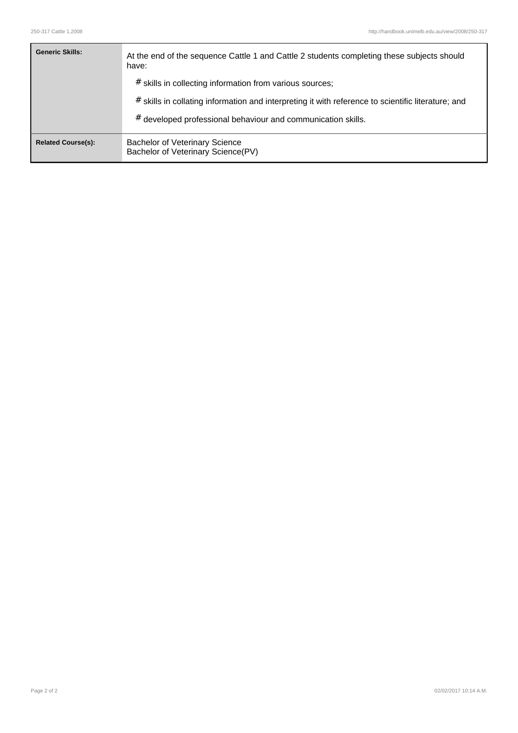| | |
|---|---|
| **Generic Skills:** | At the end of the sequence Cattle 1 and Cattle 2 students completing these subjects should have: <br> # skills in collecting information from various sources; <br> # skills in collating information and interpreting it with reference to scientific literature; and <br> # developed professional behaviour and communication skills. |
| **Related Course(s):** | Bachelor of Veterinary Science <br> Bachelor of Veterinary Science(PV) |